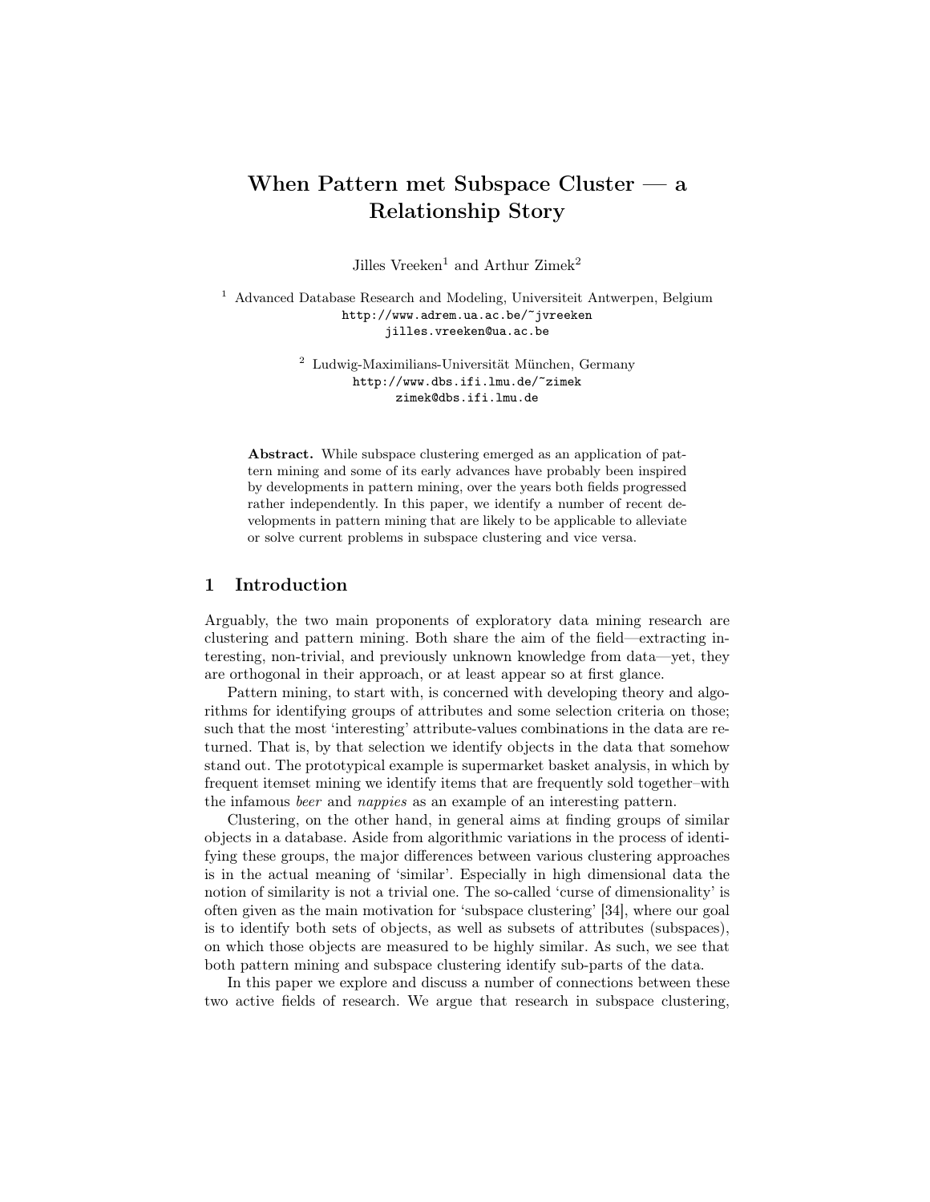# When Pattern met Subspace Cluster — a Relationship Story

Jilles Vreeken[1] and Arthur Zimek[2]

[1] Advanced Database Research and Modeling, Universiteit Antwerpen, Belgium
http://www.adrem.ua.ac.be/~jvreeken
jilles.vreeken@ua.ac.be

[2] Ludwig-Maximilians-Universität München, Germany
http://www.dbs.ifi.lmu.de/~zimek
zimek@dbs.ifi.lmu.de

**Abstract.** While subspace clustering emerged as an application of pattern mining and some of its early advances have probably been inspired by developments in pattern mining, over the years both fields progressed rather independently. In this paper, we identify a number of recent developments in pattern mining that are likely to be applicable to alleviate or solve current problems in subspace clustering and vice versa.

## 1 Introduction

Arguably, the two main proponents of exploratory data mining research are clustering and pattern mining. Both share the aim of the field—extracting interesting, non-trivial, and previously unknown knowledge from data—yet, they are orthogonal in their approach, or at least appear so at first glance.

Pattern mining, to start with, is concerned with developing theory and algorithms for identifying groups of attributes and some selection criteria on those; such that the most 'interesting' attribute-values combinations in the data are returned. That is, by that selection we identify objects in the data that somehow stand out. The prototypical example is supermarket basket analysis, in which by frequent itemset mining we identify items that are frequently sold together–with the infamous *beer* and *nappies* as an example of an interesting pattern.

Clustering, on the other hand, in general aims at finding groups of similar objects in a database. Aside from algorithmic variations in the process of identifying these groups, the major differences between various clustering approaches is in the actual meaning of 'similar'. Especially in high dimensional data the notion of similarity is not a trivial one. The so-called 'curse of dimensionality' is often given as the main motivation for 'subspace clustering' [34], where our goal is to identify both sets of objects, as well as subsets of attributes (subspaces), on which those objects are measured to be highly similar. As such, we see that both pattern mining and subspace clustering identify sub-parts of the data.

In this paper we explore and discuss a number of connections between these two active fields of research. We argue that research in subspace clustering,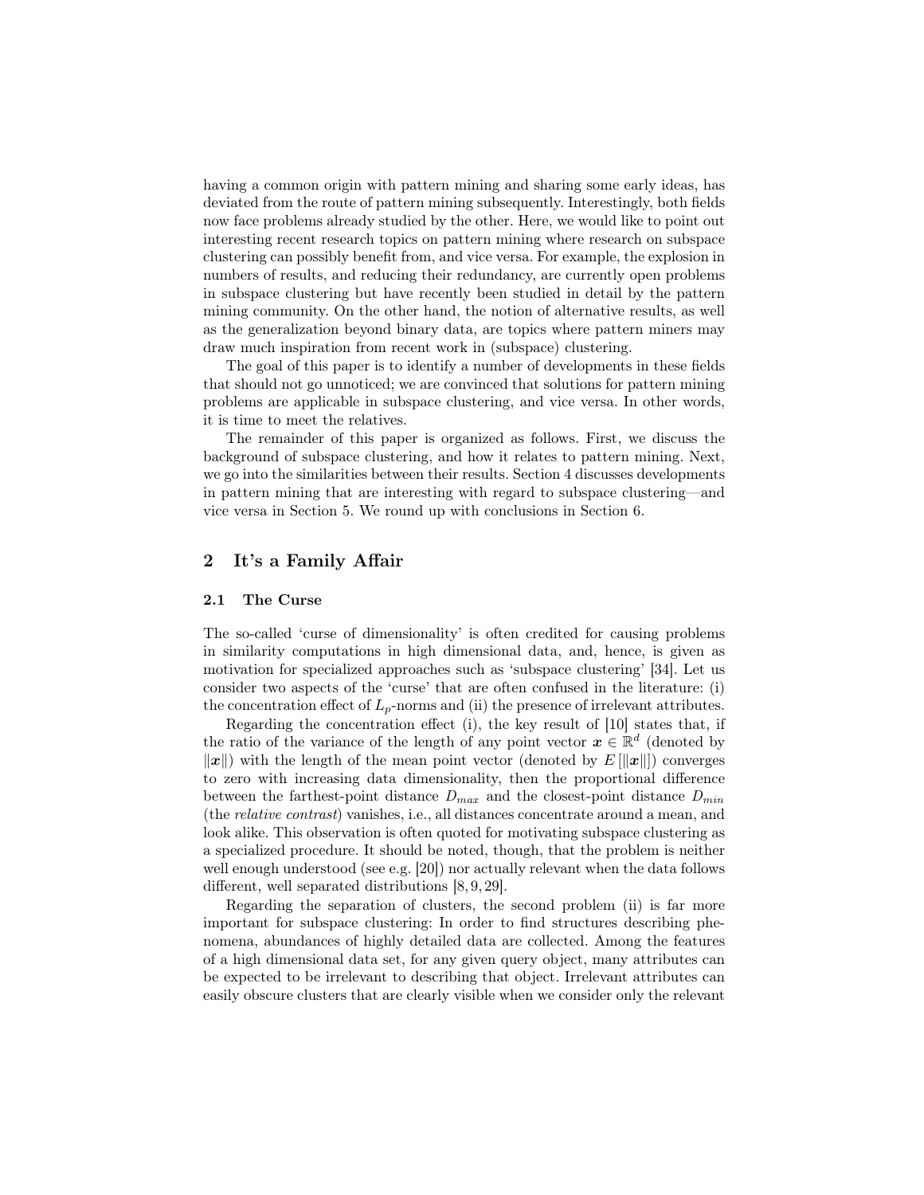having a common origin with pattern mining and sharing some early ideas, has deviated from the route of pattern mining subsequently. Interestingly, both fields now face problems already studied by the other. Here, we would like to point out interesting recent research topics on pattern mining where research on subspace clustering can possibly benefit from, and vice versa. For example, the explosion in numbers of results, and reducing their redundancy, are currently open problems in subspace clustering but have recently been studied in detail by the pattern mining community. On the other hand, the notion of alternative results, as well as the generalization beyond binary data, are topics where pattern miners may draw much inspiration from recent work in (subspace) clustering.

The goal of this paper is to identify a number of developments in these fields that should not go unnoticed; we are convinced that solutions for pattern mining problems are applicable in subspace clustering, and vice versa. In other words, it is time to meet the relatives.

The remainder of this paper is organized as follows. First, we discuss the background of subspace clustering, and how it relates to pattern mining. Next, we go into the similarities between their results. Section 4 discusses developments in pattern mining that are interesting with regard to subspace clustering—and vice versa in Section 5. We round up with conclusions in Section 6.

## 2 It's a Family Affair

### 2.1 The Curse

The so-called 'curse of dimensionality' is often credited for causing problems in similarity computations in high dimensional data, and, hence, is given as motivation for specialized approaches such as 'subspace clustering' [34]. Let us consider two aspects of the 'curse' that are often confused in the literature: (i) the concentration effect of $L_p$-norms and (ii) the presence of irrelevant attributes.

Regarding the concentration effect (i), the key result of [10] states that, if the ratio of the variance of the length of any point vector $\boldsymbol{x} \in \mathbb{R}^d$ (denoted by $\|\boldsymbol{x}\|$) with the length of the mean point vector (denoted by $E[\|\boldsymbol{x}\|]$) converges to zero with increasing data dimensionality, then the proportional difference between the farthest-point distance $D_{max}$ and the closest-point distance $D_{min}$ (the *relative contrast*) vanishes, i.e., all distances concentrate around a mean, and look alike. This observation is often quoted for motivating subspace clustering as a specialized procedure. It should be noted, though, that the problem is neither well enough understood (see e.g. [20]) nor actually relevant when the data follows different, well separated distributions [8, 9, 29].

Regarding the separation of clusters, the second problem (ii) is far more important for subspace clustering: In order to find structures describing phenomena, abundances of highly detailed data are collected. Among the features of a high dimensional data set, for any given query object, many attributes can be expected to be irrelevant to describing that object. Irrelevant attributes can easily obscure clusters that are clearly visible when we consider only the relevant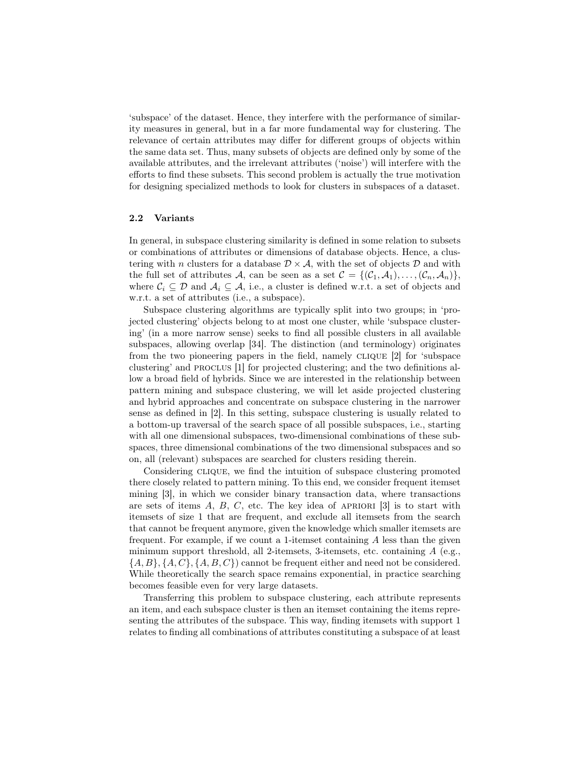'subspace' of the dataset. Hence, they interfere with the performance of similarity measures in general, but in a far more fundamental way for clustering. The relevance of certain attributes may differ for different groups of objects within the same data set. Thus, many subsets of objects are defined only by some of the available attributes, and the irrelevant attributes ('noise') will interfere with the efforts to find these subsets. This second problem is actually the true motivation for designing specialized methods to look for clusters in subspaces of a dataset.

### 2.2 Variants

In general, in subspace clustering similarity is defined in some relation to subsets or combinations of attributes or dimensions of database objects. Hence, a clustering with $n$ clusters for a database $\mathcal{D} \times \mathcal{A}$, with the set of objects $\mathcal{D}$ and with the full set of attributes $\mathcal{A}$, can be seen as a set $\mathcal{C} = \{(\mathcal{C}_1, \mathcal{A}_1), \ldots, (\mathcal{C}_n, \mathcal{A}_n)\}$, where $\mathcal{C}_i \subseteq \mathcal{D}$ and $\mathcal{A}_i \subseteq \mathcal{A}$, i.e., a cluster is defined w.r.t. a set of objects and w.r.t. a set of attributes (i.e., a subspace).

Subspace clustering algorithms are typically split into two groups; in 'projected clustering' objects belong to at most one cluster, while 'subspace clustering' (in a more narrow sense) seeks to find all possible clusters in all available subspaces, allowing overlap [34]. The distinction (and terminology) originates from the two pioneering papers in the field, namely CLIQUE [2] for 'subspace clustering' and PROCLUS [1] for projected clustering; and the two definitions allow a broad field of hybrids. Since we are interested in the relationship between pattern mining and subspace clustering, we will let aside projected clustering and hybrid approaches and concentrate on subspace clustering in the narrower sense as defined in [2]. In this setting, subspace clustering is usually related to a bottom-up traversal of the search space of all possible subspaces, i.e., starting with all one dimensional subspaces, two-dimensional combinations of these subspaces, three dimensional combinations of the two dimensional subspaces and so on, all (relevant) subspaces are searched for clusters residing therein.

Considering CLIQUE, we find the intuition of subspace clustering promoted there closely related to pattern mining. To this end, we consider frequent itemset mining [3], in which we consider binary transaction data, where transactions are sets of items $A$, $B$, $C$, etc. The key idea of APRIORI [3] is to start with itemsets of size 1 that are frequent, and exclude all itemsets from the search that cannot be frequent anymore, given the knowledge which smaller itemsets are frequent. For example, if we count a 1-itemset containing $A$ less than the given minimum support threshold, all 2-itemsets, 3-itemsets, etc. containing $A$ (e.g., $\{A, B\}, \{A, C\}, \{A, B, C\}$) cannot be frequent either and need not be considered. While theoretically the search space remains exponential, in practice searching becomes feasible even for very large datasets.

Transferring this problem to subspace clustering, each attribute represents an item, and each subspace cluster is then an itemset containing the items representing the attributes of the subspace. This way, finding itemsets with support 1 relates to finding all combinations of attributes constituting a subspace of at least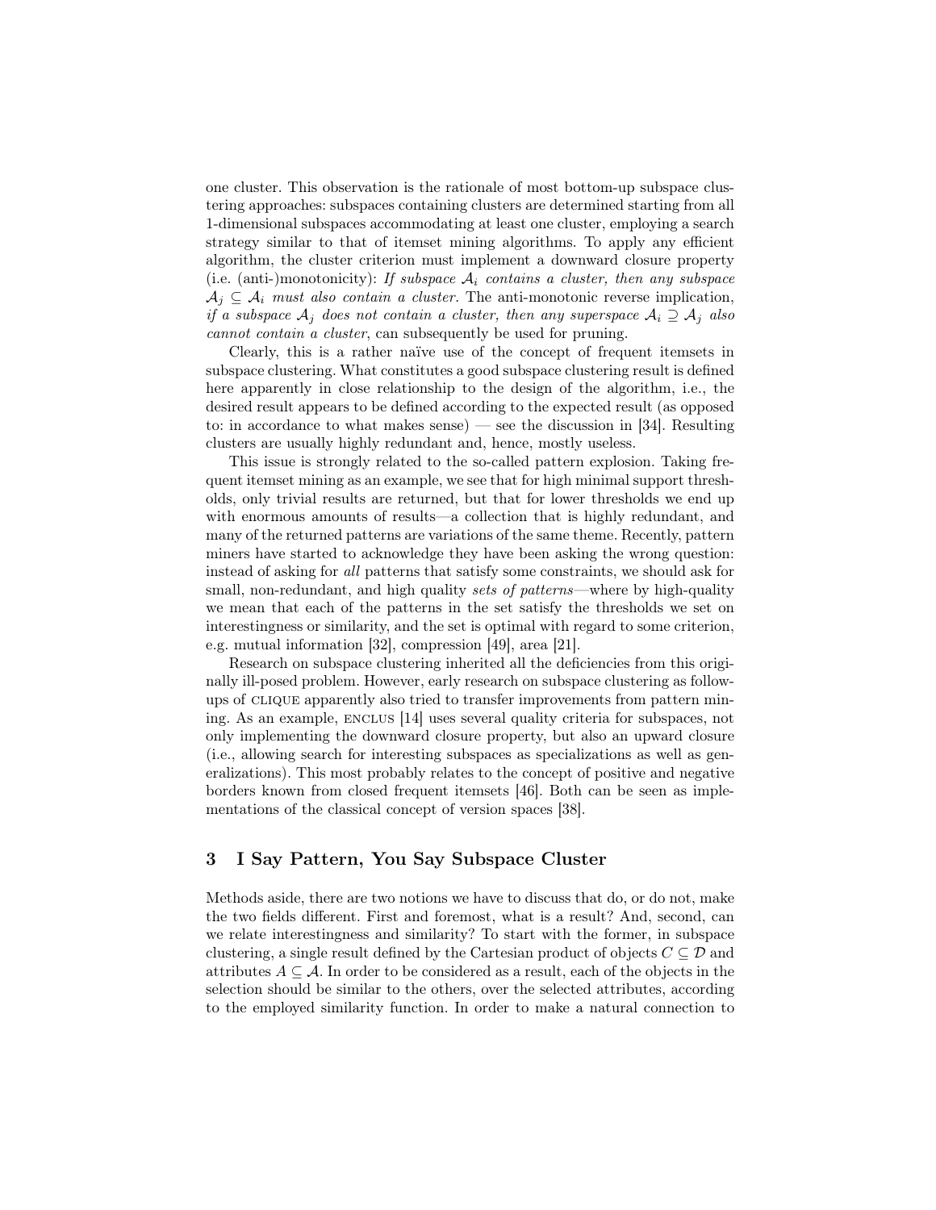one cluster. This observation is the rationale of most bottom-up subspace clustering approaches: subspaces containing clusters are determined starting from all 1-dimensional subspaces accommodating at least one cluster, employing a search strategy similar to that of itemset mining algorithms. To apply any efficient algorithm, the cluster criterion must implement a downward closure property (i.e. (anti-)monotonicity): *If subspace $\mathcal{A}_i$ contains a cluster, then any subspace $\mathcal{A}_j \subseteq \mathcal{A}_i$ must also contain a cluster.* The anti-monotonic reverse implication, *if a subspace $\mathcal{A}_j$ does not contain a cluster, then any superspace $\mathcal{A}_i \supseteq \mathcal{A}_j$ also cannot contain a cluster*, can subsequently be used for pruning.

Clearly, this is a rather naïve use of the concept of frequent itemsets in subspace clustering. What constitutes a good subspace clustering result is defined here apparently in close relationship to the design of the algorithm, i.e., the desired result appears to be defined according to the expected result (as opposed to: in accordance to what makes sense) — see the discussion in [34]. Resulting clusters are usually highly redundant and, hence, mostly useless.

This issue is strongly related to the so-called pattern explosion. Taking frequent itemset mining as an example, we see that for high minimal support thresholds, only trivial results are returned, but that for lower thresholds we end up with enormous amounts of results—a collection that is highly redundant, and many of the returned patterns are variations of the same theme. Recently, pattern miners have started to acknowledge they have been asking the wrong question: instead of asking for *all* patterns that satisfy some constraints, we should ask for small, non-redundant, and high quality *sets of patterns*—where by high-quality we mean that each of the patterns in the set satisfy the thresholds we set on interestingness or similarity, and the set is optimal with regard to some criterion, e.g. mutual information [32], compression [49], area [21].

Research on subspace clustering inherited all the deficiencies from this originally ill-posed problem. However, early research on subspace clustering as follow-ups of CLIQUE apparently also tried to transfer improvements from pattern mining. As an example, ENCLUS [14] uses several quality criteria for subspaces, not only implementing the downward closure property, but also an upward closure (i.e., allowing search for interesting subspaces as specializations as well as generalizations). This most probably relates to the concept of positive and negative borders known from closed frequent itemsets [46]. Both can be seen as implementations of the classical concept of version spaces [38].

## 3 I Say Pattern, You Say Subspace Cluster

Methods aside, there are two notions we have to discuss that do, or do not, make the two fields different. First and foremost, what is a result? And, second, can we relate interestingness and similarity? To start with the former, in subspace clustering, a single result defined by the Cartesian product of objects $C \subseteq \mathcal{D}$ and attributes $A \subseteq \mathcal{A}$. In order to be considered as a result, each of the objects in the selection should be similar to the others, over the selected attributes, according to the employed similarity function. In order to make a natural connection to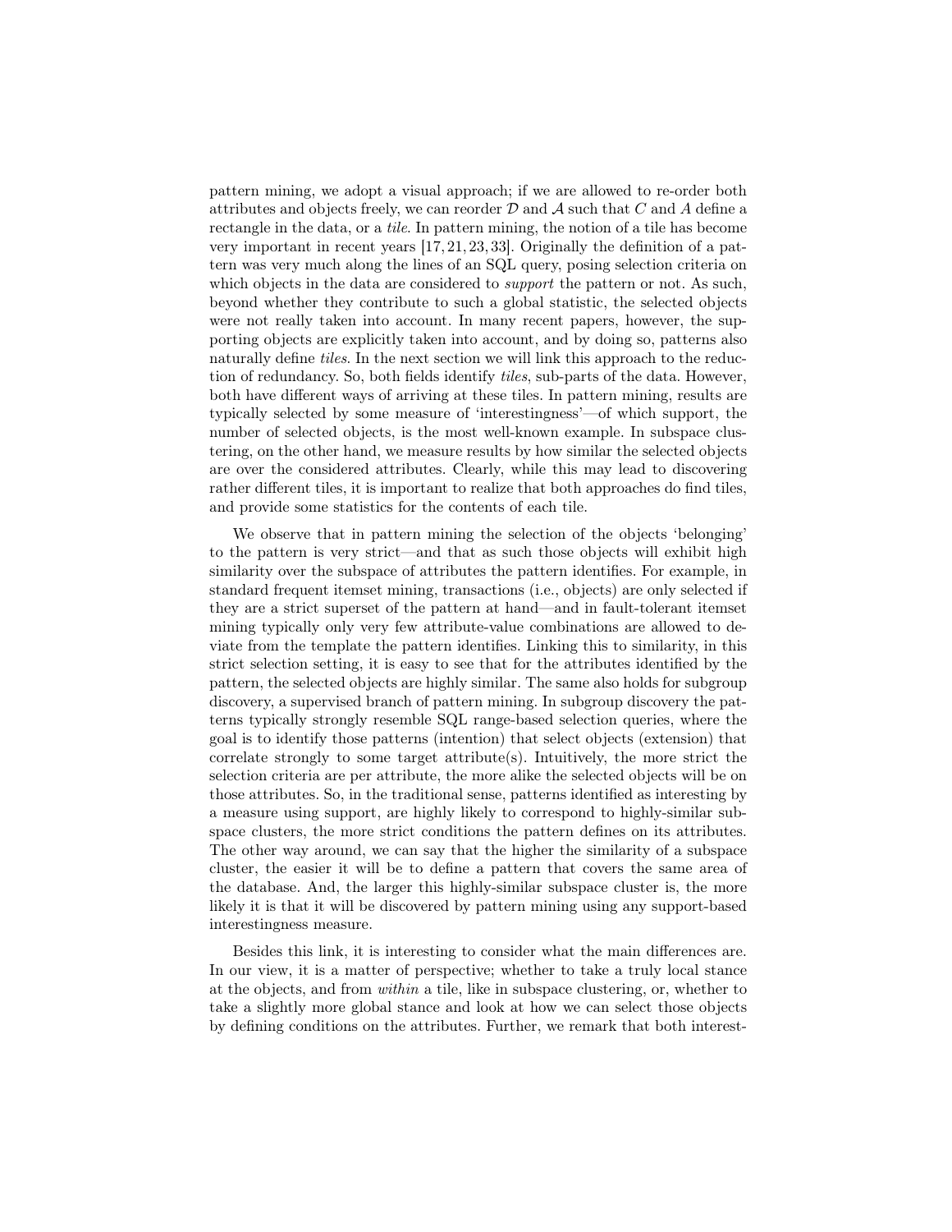pattern mining, we adopt a visual approach; if we are allowed to re-order both attributes and objects freely, we can reorder $\mathcal{D}$ and $\mathcal{A}$ such that $C$ and $A$ define a rectangle in the data, or a *tile*. In pattern mining, the notion of a tile has become very important in recent years [17, 21, 23, 33]. Originally the definition of a pattern was very much along the lines of an SQL query, posing selection criteria on which objects in the data are considered to *support* the pattern or not. As such, beyond whether they contribute to such a global statistic, the selected objects were not really taken into account. In many recent papers, however, the supporting objects are explicitly taken into account, and by doing so, patterns also naturally define *tiles*. In the next section we will link this approach to the reduction of redundancy. So, both fields identify *tiles*, sub-parts of the data. However, both have different ways of arriving at these tiles. In pattern mining, results are typically selected by some measure of 'interestingness'—of which support, the number of selected objects, is the most well-known example. In subspace clustering, on the other hand, we measure results by how similar the selected objects are over the considered attributes. Clearly, while this may lead to discovering rather different tiles, it is important to realize that both approaches do find tiles, and provide some statistics for the contents of each tile.

We observe that in pattern mining the selection of the objects 'belonging' to the pattern is very strict—and that as such those objects will exhibit high similarity over the subspace of attributes the pattern identifies. For example, in standard frequent itemset mining, transactions (i.e., objects) are only selected if they are a strict superset of the pattern at hand—and in fault-tolerant itemset mining typically only very few attribute-value combinations are allowed to deviate from the template the pattern identifies. Linking this to similarity, in this strict selection setting, it is easy to see that for the attributes identified by the pattern, the selected objects are highly similar. The same also holds for subgroup discovery, a supervised branch of pattern mining. In subgroup discovery the patterns typically strongly resemble SQL range-based selection queries, where the goal is to identify those patterns (intention) that select objects (extension) that correlate strongly to some target attribute(s). Intuitively, the more strict the selection criteria are per attribute, the more alike the selected objects will be on those attributes. So, in the traditional sense, patterns identified as interesting by a measure using support, are highly likely to correspond to highly-similar subspace clusters, the more strict conditions the pattern defines on its attributes. The other way around, we can say that the higher the similarity of a subspace cluster, the easier it will be to define a pattern that covers the same area of the database. And, the larger this highly-similar subspace cluster is, the more likely it is that it will be discovered by pattern mining using any support-based interestingness measure.

Besides this link, it is interesting to consider what the main differences are. In our view, it is a matter of perspective; whether to take a truly local stance at the objects, and from *within* a tile, like in subspace clustering, or, whether to take a slightly more global stance and look at how we can select those objects by defining conditions on the attributes. Further, we remark that both interest-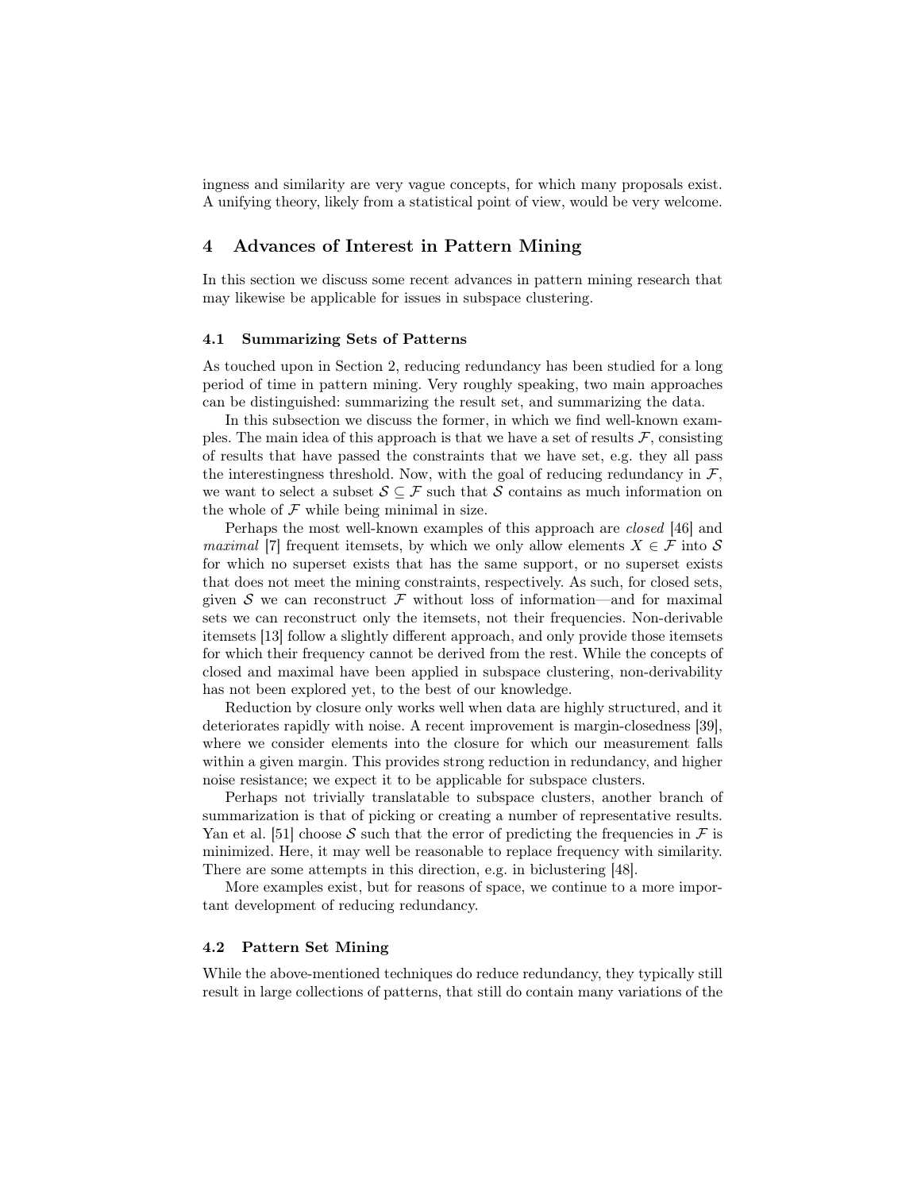ingness and similarity are very vague concepts, for which many proposals exist. A unifying theory, likely from a statistical point of view, would be very welcome.

## 4 Advances of Interest in Pattern Mining

In this section we discuss some recent advances in pattern mining research that may likewise be applicable for issues in subspace clustering.

### 4.1 Summarizing Sets of Patterns

As touched upon in Section 2, reducing redundancy has been studied for a long period of time in pattern mining. Very roughly speaking, two main approaches can be distinguished: summarizing the result set, and summarizing the data.

In this subsection we discuss the former, in which we find well-known examples. The main idea of this approach is that we have a set of results $\mathcal{F}$, consisting of results that have passed the constraints that we have set, e.g. they all pass the interestingness threshold. Now, with the goal of reducing redundancy in $\mathcal{F}$, we want to select a subset $\mathcal{S} \subseteq \mathcal{F}$ such that $\mathcal{S}$ contains as much information on the whole of $\mathcal{F}$ while being minimal in size.

Perhaps the most well-known examples of this approach are *closed* [46] and *maximal* [7] frequent itemsets, by which we only allow elements $X \in \mathcal{F}$ into $\mathcal{S}$ for which no superset exists that has the same support, or no superset exists that does not meet the mining constraints, respectively. As such, for closed sets, given $\mathcal{S}$ we can reconstruct $\mathcal{F}$ without loss of information—and for maximal sets we can reconstruct only the itemsets, not their frequencies. Non-derivable itemsets [13] follow a slightly different approach, and only provide those itemsets for which their frequency cannot be derived from the rest. While the concepts of closed and maximal have been applied in subspace clustering, non-derivability has not been explored yet, to the best of our knowledge.

Reduction by closure only works well when data are highly structured, and it deteriorates rapidly with noise. A recent improvement is margin-closedness [39], where we consider elements into the closure for which our measurement falls within a given margin. This provides strong reduction in redundancy, and higher noise resistance; we expect it to be applicable for subspace clusters.

Perhaps not trivially translatable to subspace clusters, another branch of summarization is that of picking or creating a number of representative results. Yan et al. [51] choose $\mathcal{S}$ such that the error of predicting the frequencies in $\mathcal{F}$ is minimized. Here, it may well be reasonable to replace frequency with similarity. There are some attempts in this direction, e.g. in biclustering [48].

More examples exist, but for reasons of space, we continue to a more important development of reducing redundancy.

### 4.2 Pattern Set Mining

While the above-mentioned techniques do reduce redundancy, they typically still result in large collections of patterns, that still do contain many variations of the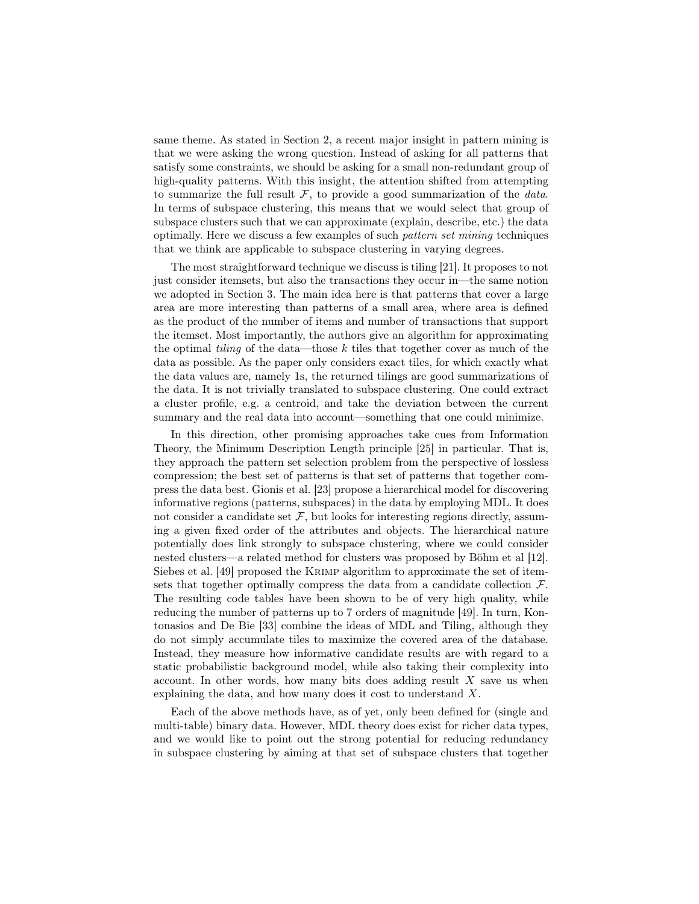same theme. As stated in Section 2, a recent major insight in pattern mining is that we were asking the wrong question. Instead of asking for all patterns that satisfy some constraints, we should be asking for a small non-redundant group of high-quality patterns. With this insight, the attention shifted from attempting to summarize the full result $\mathcal{F}$, to provide a good summarization of the *data*. In terms of subspace clustering, this means that we would select that group of subspace clusters such that we can approximate (explain, describe, etc.) the data optimally. Here we discuss a few examples of such *pattern set mining* techniques that we think are applicable to subspace clustering in varying degrees.

The most straightforward technique we discuss is tiling [21]. It proposes to not just consider itemsets, but also the transactions they occur in—the same notion we adopted in Section 3. The main idea here is that patterns that cover a large area are more interesting than patterns of a small area, where area is defined as the product of the number of items and number of transactions that support the itemset. Most importantly, the authors give an algorithm for approximating the optimal *tiling* of the data—those $k$ tiles that together cover as much of the data as possible. As the paper only considers exact tiles, for which exactly what the data values are, namely 1s, the returned tilings are good summarizations of the data. It is not trivially translated to subspace clustering. One could extract a cluster profile, e.g. a centroid, and take the deviation between the current summary and the real data into account—something that one could minimize.

In this direction, other promising approaches take cues from Information Theory, the Minimum Description Length principle [25] in particular. That is, they approach the pattern set selection problem from the perspective of lossless compression; the best set of patterns is that set of patterns that together compress the data best. Gionis et al. [23] propose a hierarchical model for discovering informative regions (patterns, subspaces) in the data by employing MDL. It does not consider a candidate set $\mathcal{F}$, but looks for interesting regions directly, assuming a given fixed order of the attributes and objects. The hierarchical nature potentially does link strongly to subspace clustering, where we could consider nested clusters—a related method for clusters was proposed by Böhm et al [12]. Siebes et al. [49] proposed the Krimp algorithm to approximate the set of itemsets that together optimally compress the data from a candidate collection $\mathcal{F}$. The resulting code tables have been shown to be of very high quality, while reducing the number of patterns up to 7 orders of magnitude [49]. In turn, Kontonasios and De Bie [33] combine the ideas of MDL and Tiling, although they do not simply accumulate tiles to maximize the covered area of the database. Instead, they measure how informative candidate results are with regard to a static probabilistic background model, while also taking their complexity into account. In other words, how many bits does adding result $X$ save us when explaining the data, and how many does it cost to understand $X$.

Each of the above methods have, as of yet, only been defined for (single and multi-table) binary data. However, MDL theory does exist for richer data types, and we would like to point out the strong potential for reducing redundancy in subspace clustering by aiming at that set of subspace clusters that together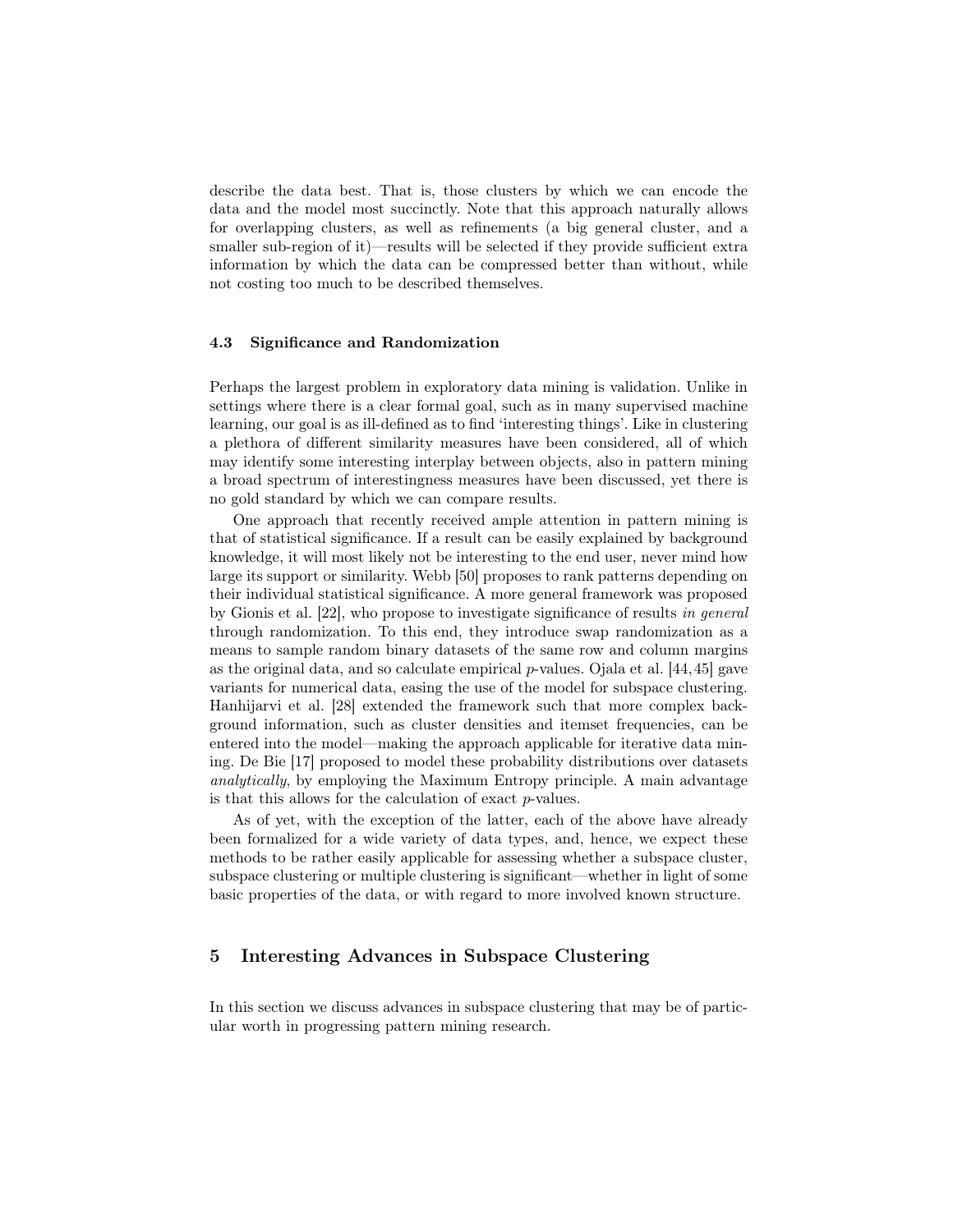describe the data best. That is, those clusters by which we can encode the data and the model most succinctly. Note that this approach naturally allows for overlapping clusters, as well as refinements (a big general cluster, and a smaller sub-region of it)—results will be selected if they provide sufficient extra information by which the data can be compressed better than without, while not costing too much to be described themselves.

### 4.3 Significance and Randomization

Perhaps the largest problem in exploratory data mining is validation. Unlike in settings where there is a clear formal goal, such as in many supervised machine learning, our goal is as ill-defined as to find 'interesting things'. Like in clustering a plethora of different similarity measures have been considered, all of which may identify some interesting interplay between objects, also in pattern mining a broad spectrum of interestingness measures have been discussed, yet there is no gold standard by which we can compare results.

One approach that recently received ample attention in pattern mining is that of statistical significance. If a result can be easily explained by background knowledge, it will most likely not be interesting to the end user, never mind how large its support or similarity. Webb [50] proposes to rank patterns depending on their individual statistical significance. A more general framework was proposed by Gionis et al. [22], who propose to investigate significance of results *in general* through randomization. To this end, they introduce swap randomization as a means to sample random binary datasets of the same row and column margins as the original data, and so calculate empirical $p$-values. Ojala et al. [44,45] gave variants for numerical data, easing the use of the model for subspace clustering. Hanhijarvi et al. [28] extended the framework such that more complex background information, such as cluster densities and itemset frequencies, can be entered into the model—making the approach applicable for iterative data mining. De Bie [17] proposed to model these probability distributions over datasets *analytically*, by employing the Maximum Entropy principle. A main advantage is that this allows for the calculation of exact $p$-values.

As of yet, with the exception of the latter, each of the above have already been formalized for a wide variety of data types, and, hence, we expect these methods to be rather easily applicable for assessing whether a subspace cluster, subspace clustering or multiple clustering is significant—whether in light of some basic properties of the data, or with regard to more involved known structure.

## 5 Interesting Advances in Subspace Clustering

In this section we discuss advances in subspace clustering that may be of particular worth in progressing pattern mining research.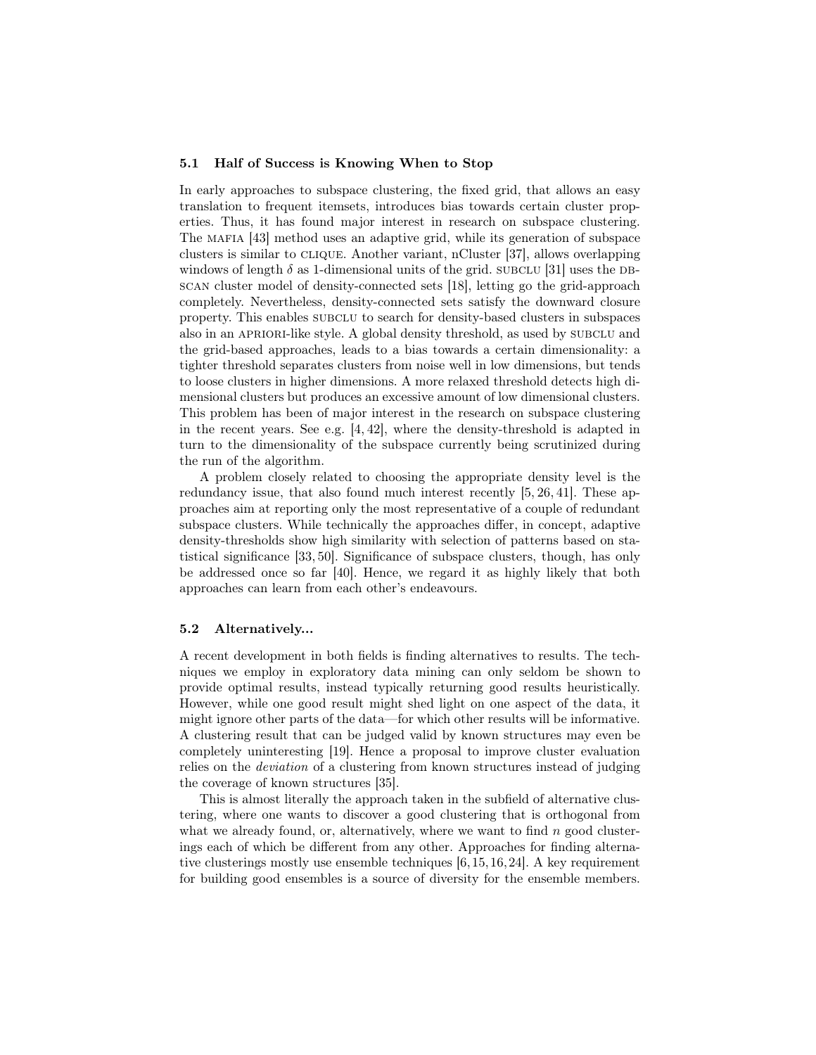### 5.1 Half of Success is Knowing When to Stop

In early approaches to subspace clustering, the fixed grid, that allows an easy translation to frequent itemsets, introduces bias towards certain cluster properties. Thus, it has found major interest in research on subspace clustering. The MAFIA [43] method uses an adaptive grid, while its generation of subspace clusters is similar to CLIQUE. Another variant, nCluster [37], allows overlapping windows of length $\delta$ as 1-dimensional units of the grid. SUBCLU [31] uses the DBSCAN cluster model of density-connected sets [18], letting go the grid-approach completely. Nevertheless, density-connected sets satisfy the downward closure property. This enables SUBCLU to search for density-based clusters in subspaces also in an APRIORI-like style. A global density threshold, as used by SUBCLU and the grid-based approaches, leads to a bias towards a certain dimensionality: a tighter threshold separates clusters from noise well in low dimensions, but tends to loose clusters in higher dimensions. A more relaxed threshold detects high dimensional clusters but produces an excessive amount of low dimensional clusters. This problem has been of major interest in the research on subspace clustering in the recent years. See e.g. [4, 42], where the density-threshold is adapted in turn to the dimensionality of the subspace currently being scrutinized during the run of the algorithm.

A problem closely related to choosing the appropriate density level is the redundancy issue, that also found much interest recently [5, 26, 41]. These approaches aim at reporting only the most representative of a couple of redundant subspace clusters. While technically the approaches differ, in concept, adaptive density-thresholds show high similarity with selection of patterns based on statistical significance [33, 50]. Significance of subspace clusters, though, has only be addressed once so far [40]. Hence, we regard it as highly likely that both approaches can learn from each other's endeavours.

### 5.2 Alternatively...

A recent development in both fields is finding alternatives to results. The techniques we employ in exploratory data mining can only seldom be shown to provide optimal results, instead typically returning good results heuristically. However, while one good result might shed light on one aspect of the data, it might ignore other parts of the data—for which other results will be informative. A clustering result that can be judged valid by known structures may even be completely uninteresting [19]. Hence a proposal to improve cluster evaluation relies on the *deviation* of a clustering from known structures instead of judging the coverage of known structures [35].

This is almost literally the approach taken in the subfield of alternative clustering, where one wants to discover a good clustering that is orthogonal from what we already found, or, alternatively, where we want to find $n$ good clusterings each of which be different from any other. Approaches for finding alternative clusterings mostly use ensemble techniques [6, 15, 16, 24]. A key requirement for building good ensembles is a source of diversity for the ensemble members.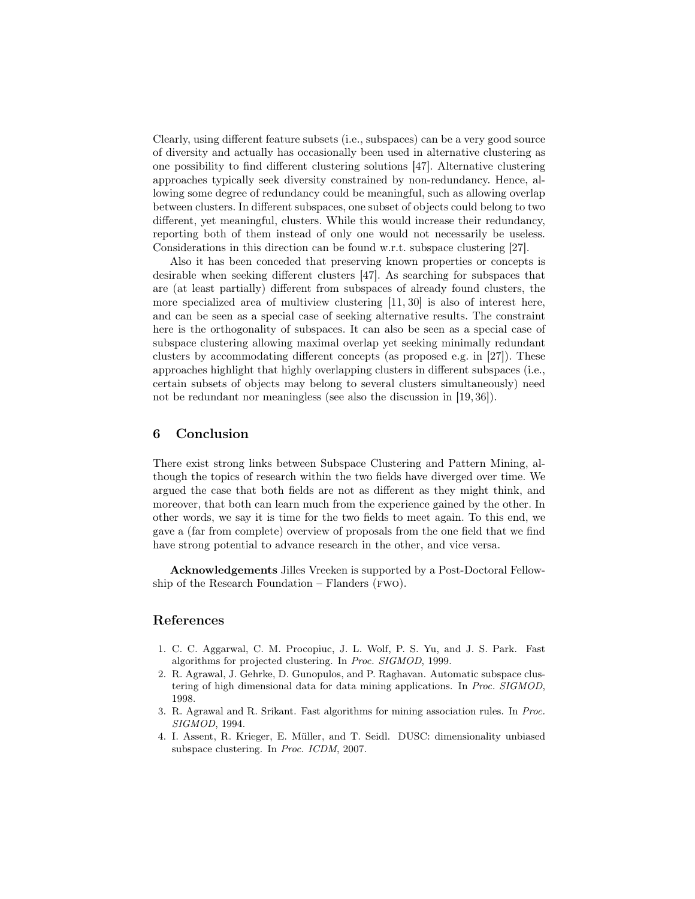Clearly, using different feature subsets (i.e., subspaces) can be a very good source of diversity and actually has occasionally been used in alternative clustering as one possibility to find different clustering solutions [47]. Alternative clustering approaches typically seek diversity constrained by non-redundancy. Hence, allowing some degree of redundancy could be meaningful, such as allowing overlap between clusters. In different subspaces, one subset of objects could belong to two different, yet meaningful, clusters. While this would increase their redundancy, reporting both of them instead of only one would not necessarily be useless. Considerations in this direction can be found w.r.t. subspace clustering [27].

Also it has been conceded that preserving known properties or concepts is desirable when seeking different clusters [47]. As searching for subspaces that are (at least partially) different from subspaces of already found clusters, the more specialized area of multiview clustering [11, 30] is also of interest here, and can be seen as a special case of seeking alternative results. The constraint here is the orthogonality of subspaces. It can also be seen as a special case of subspace clustering allowing maximal overlap yet seeking minimally redundant clusters by accommodating different concepts (as proposed e.g. in [27]). These approaches highlight that highly overlapping clusters in different subspaces (i.e., certain subsets of objects may belong to several clusters simultaneously) need not be redundant nor meaningless (see also the discussion in [19, 36]).

## 6 Conclusion

There exist strong links between Subspace Clustering and Pattern Mining, although the topics of research within the two fields have diverged over time. We argued the case that both fields are not as different as they might think, and moreover, that both can learn much from the experience gained by the other. In other words, we say it is time for the two fields to meet again. To this end, we gave a (far from complete) overview of proposals from the one field that we find have strong potential to advance research in the other, and vice versa.

**Acknowledgements** Jilles Vreeken is supported by a Post-Doctoral Fellowship of the Research Foundation – Flanders (FWO).

## References

1. C. C. Aggarwal, C. M. Procopiuc, J. L. Wolf, P. S. Yu, and J. S. Park. Fast algorithms for projected clustering. In *Proc. SIGMOD*, 1999.
2. R. Agrawal, J. Gehrke, D. Gunopulos, and P. Raghavan. Automatic subspace clustering of high dimensional data for data mining applications. In *Proc. SIGMOD*, 1998.
3. R. Agrawal and R. Srikant. Fast algorithms for mining association rules. In *Proc. SIGMOD*, 1994.
4. I. Assent, R. Krieger, E. Müller, and T. Seidl. DUSC: dimensionality unbiased subspace clustering. In *Proc. ICDM*, 2007.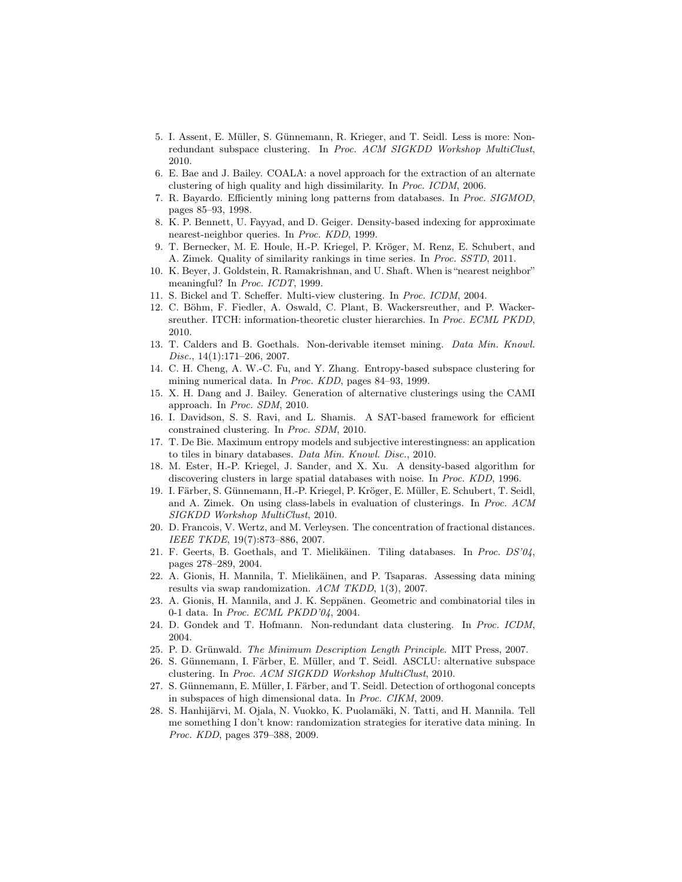5. I. Assent, E. Müller, S. Günnemann, R. Krieger, and T. Seidl. Less is more: Non-redundant subspace clustering. In *Proc. ACM SIGKDD Workshop MultiClust*, 2010.
6. E. Bae and J. Bailey. COALA: a novel approach for the extraction of an alternate clustering of high quality and high dissimilarity. In *Proc. ICDM*, 2006.
7. R. Bayardo. Efficiently mining long patterns from databases. In *Proc. SIGMOD*, pages 85–93, 1998.
8. K. P. Bennett, U. Fayyad, and D. Geiger. Density-based indexing for approximate nearest-neighbor queries. In *Proc. KDD*, 1999.
9. T. Bernecker, M. E. Houle, H.-P. Kriegel, P. Kröger, M. Renz, E. Schubert, and A. Zimek. Quality of similarity rankings in time series. In *Proc. SSTD*, 2011.
10. K. Beyer, J. Goldstein, R. Ramakrishnan, and U. Shaft. When is "nearest neighbor" meaningful? In *Proc. ICDT*, 1999.
11. S. Bickel and T. Scheffer. Multi-view clustering. In *Proc. ICDM*, 2004.
12. C. Böhm, F. Fiedler, A. Oswald, C. Plant, B. Wackersreuther, and P. Wackersreuther. ITCH: information-theoretic cluster hierarchies. In *Proc. ECML PKDD*, 2010.
13. T. Calders and B. Goethals. Non-derivable itemset mining. *Data Min. Knowl. Disc.*, 14(1):171–206, 2007.
14. C. H. Cheng, A. W.-C. Fu, and Y. Zhang. Entropy-based subspace clustering for mining numerical data. In *Proc. KDD*, pages 84–93, 1999.
15. X. H. Dang and J. Bailey. Generation of alternative clusterings using the CAMI approach. In *Proc. SDM*, 2010.
16. I. Davidson, S. S. Ravi, and L. Shamis. A SAT-based framework for efficient constrained clustering. In *Proc. SDM*, 2010.
17. T. De Bie. Maximum entropy models and subjective interestingness: an application to tiles in binary databases. *Data Min. Knowl. Disc.*, 2010.
18. M. Ester, H.-P. Kriegel, J. Sander, and X. Xu. A density-based algorithm for discovering clusters in large spatial databases with noise. In *Proc. KDD*, 1996.
19. I. Färber, S. Günnemann, H.-P. Kriegel, P. Kröger, E. Müller, E. Schubert, T. Seidl, and A. Zimek. On using class-labels in evaluation of clusterings. In *Proc. ACM SIGKDD Workshop MultiClust*, 2010.
20. D. Francois, V. Wertz, and M. Verleysen. The concentration of fractional distances. *IEEE TKDE*, 19(7):873–886, 2007.
21. F. Geerts, B. Goethals, and T. Mielikäinen. Tiling databases. In *Proc. DS'04*, pages 278–289, 2004.
22. A. Gionis, H. Mannila, T. Mielikäinen, and P. Tsaparas. Assessing data mining results via swap randomization. *ACM TKDD*, 1(3), 2007.
23. A. Gionis, H. Mannila, and J. K. Seppänen. Geometric and combinatorial tiles in 0-1 data. In *Proc. ECML PKDD'04*, 2004.
24. D. Gondek and T. Hofmann. Non-redundant data clustering. In *Proc. ICDM*, 2004.
25. P. D. Grünwald. *The Minimum Description Length Principle.* MIT Press, 2007.
26. S. Günnemann, I. Färber, E. Müller, and T. Seidl. ASCLU: alternative subspace clustering. In *Proc. ACM SIGKDD Workshop MultiClust*, 2010.
27. S. Günnemann, E. Müller, I. Färber, and T. Seidl. Detection of orthogonal concepts in subspaces of high dimensional data. In *Proc. CIKM*, 2009.
28. S. Hanhijärvi, M. Ojala, N. Vuokko, K. Puolamäki, N. Tatti, and H. Mannila. Tell me something I don't know: randomization strategies for iterative data mining. In *Proc. KDD*, pages 379–388, 2009.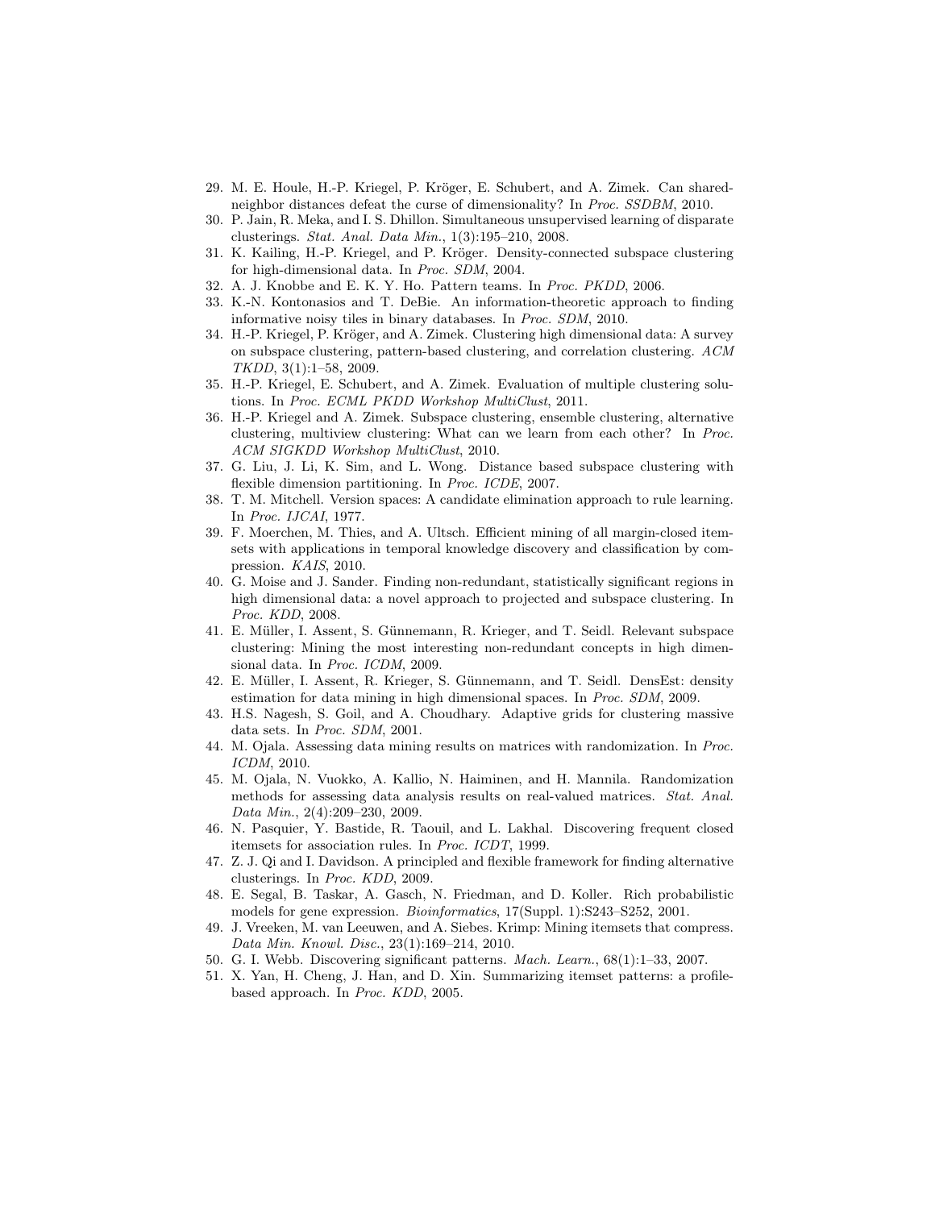29. M. E. Houle, H.-P. Kriegel, P. Kröger, E. Schubert, and A. Zimek. Can shared-neighbor distances defeat the curse of dimensionality? In *Proc. SSDBM*, 2010.
30. P. Jain, R. Meka, and I. S. Dhillon. Simultaneous unsupervised learning of disparate clusterings. *Stat. Anal. Data Min.*, 1(3):195–210, 2008.
31. K. Kailing, H.-P. Kriegel, and P. Kröger. Density-connected subspace clustering for high-dimensional data. In *Proc. SDM*, 2004.
32. A. J. Knobbe and E. K. Y. Ho. Pattern teams. In *Proc. PKDD*, 2006.
33. K.-N. Kontonasios and T. DeBie. An information-theoretic approach to finding informative noisy tiles in binary databases. In *Proc. SDM*, 2010.
34. H.-P. Kriegel, P. Kröger, and A. Zimek. Clustering high dimensional data: A survey on subspace clustering, pattern-based clustering, and correlation clustering. *ACM TKDD*, 3(1):1–58, 2009.
35. H.-P. Kriegel, E. Schubert, and A. Zimek. Evaluation of multiple clustering solutions. In *Proc. ECML PKDD Workshop MultiClust*, 2011.
36. H.-P. Kriegel and A. Zimek. Subspace clustering, ensemble clustering, alternative clustering, multiview clustering: What can we learn from each other? In *Proc. ACM SIGKDD Workshop MultiClust*, 2010.
37. G. Liu, J. Li, K. Sim, and L. Wong. Distance based subspace clustering with flexible dimension partitioning. In *Proc. ICDE*, 2007.
38. T. M. Mitchell. Version spaces: A candidate elimination approach to rule learning. In *Proc. IJCAI*, 1977.
39. F. Moerchen, M. Thies, and A. Ultsch. Efficient mining of all margin-closed itemsets with applications in temporal knowledge discovery and classification by compression. *KAIS*, 2010.
40. G. Moise and J. Sander. Finding non-redundant, statistically significant regions in high dimensional data: a novel approach to projected and subspace clustering. In *Proc. KDD*, 2008.
41. E. Müller, I. Assent, S. Günnemann, R. Krieger, and T. Seidl. Relevant subspace clustering: Mining the most interesting non-redundant concepts in high dimensional data. In *Proc. ICDM*, 2009.
42. E. Müller, I. Assent, R. Krieger, S. Günnemann, and T. Seidl. DensEst: density estimation for data mining in high dimensional spaces. In *Proc. SDM*, 2009.
43. H.S. Nagesh, S. Goil, and A. Choudhary. Adaptive grids for clustering massive data sets. In *Proc. SDM*, 2001.
44. M. Ojala. Assessing data mining results on matrices with randomization. In *Proc. ICDM*, 2010.
45. M. Ojala, N. Vuokko, A. Kallio, N. Haiminen, and H. Mannila. Randomization methods for assessing data analysis results on real-valued matrices. *Stat. Anal. Data Min.*, 2(4):209–230, 2009.
46. N. Pasquier, Y. Bastide, R. Taouil, and L. Lakhal. Discovering frequent closed itemsets for association rules. In *Proc. ICDT*, 1999.
47. Z. J. Qi and I. Davidson. A principled and flexible framework for finding alternative clusterings. In *Proc. KDD*, 2009.
48. E. Segal, B. Taskar, A. Gasch, N. Friedman, and D. Koller. Rich probabilistic models for gene expression. *Bioinformatics*, 17(Suppl. 1):S243–S252, 2001.
49. J. Vreeken, M. van Leeuwen, and A. Siebes. Krimp: Mining itemsets that compress. *Data Min. Knowl. Disc.*, 23(1):169–214, 2010.
50. G. I. Webb. Discovering significant patterns. *Mach. Learn.*, 68(1):1–33, 2007.
51. X. Yan, H. Cheng, J. Han, and D. Xin. Summarizing itemset patterns: a profile-based approach. In *Proc. KDD*, 2005.